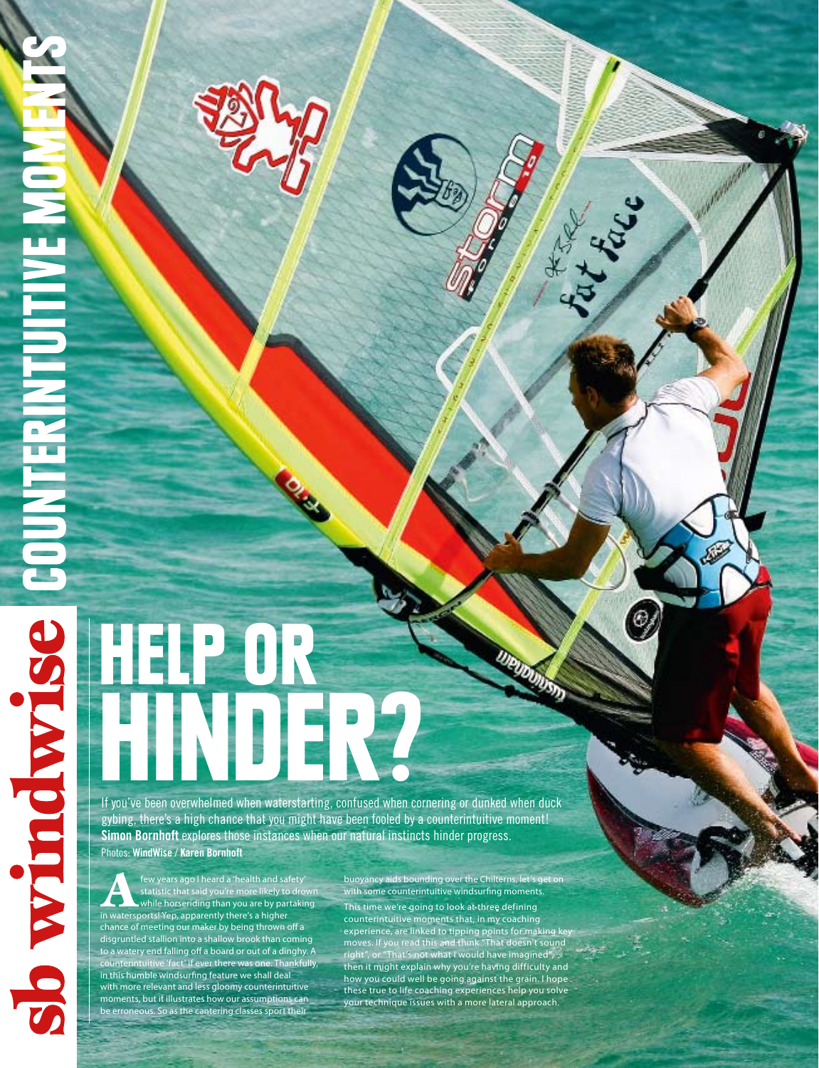# HELP OR HINDER?

If you've been overwhelmed when waterstarting, confused when cornering or dunked when duck gybing, there's a high chance that you might have been fooled by a counterintuitive moment! **Simon Bornhoft** explores those instances when our natural instincts hinder progress.

Photos: **WindWise / Karen Bornhoft**

A few years ago I heard a 'health and safety' statistic that said you're more likely to drown while horseriding than you are by partaking in watersports! Yep, apparently there's a higher chance of meeting our maker by being thrown off a disgruntled stallion into a shallow brook than coming to a watery end falling off a board or out of a dinghy. A counterintuitive 'fact' if ever there was one. Thankfully, in this humble windsurfing feature we shall deal with more relevant and less gloomy counterintuitive moments, but it illustrates how our assumptions can be erroneous. So as the cantering classes sport their buoyancy aids bounding over the Chilterns, let's get on with some counterintuitive windsurfing moments.

This time we're going to look at three defining counterintuitive moments that, in my coaching experience, are linked to tipping points for making key moves. If you read this and think "That doesn't sound right", or "That's not what I would have imagined", then it might explain why you're having difficulty and how you could well be going against the grain. I hope these true to life coaching experiences help you solve your technique issues with a more lateral approach.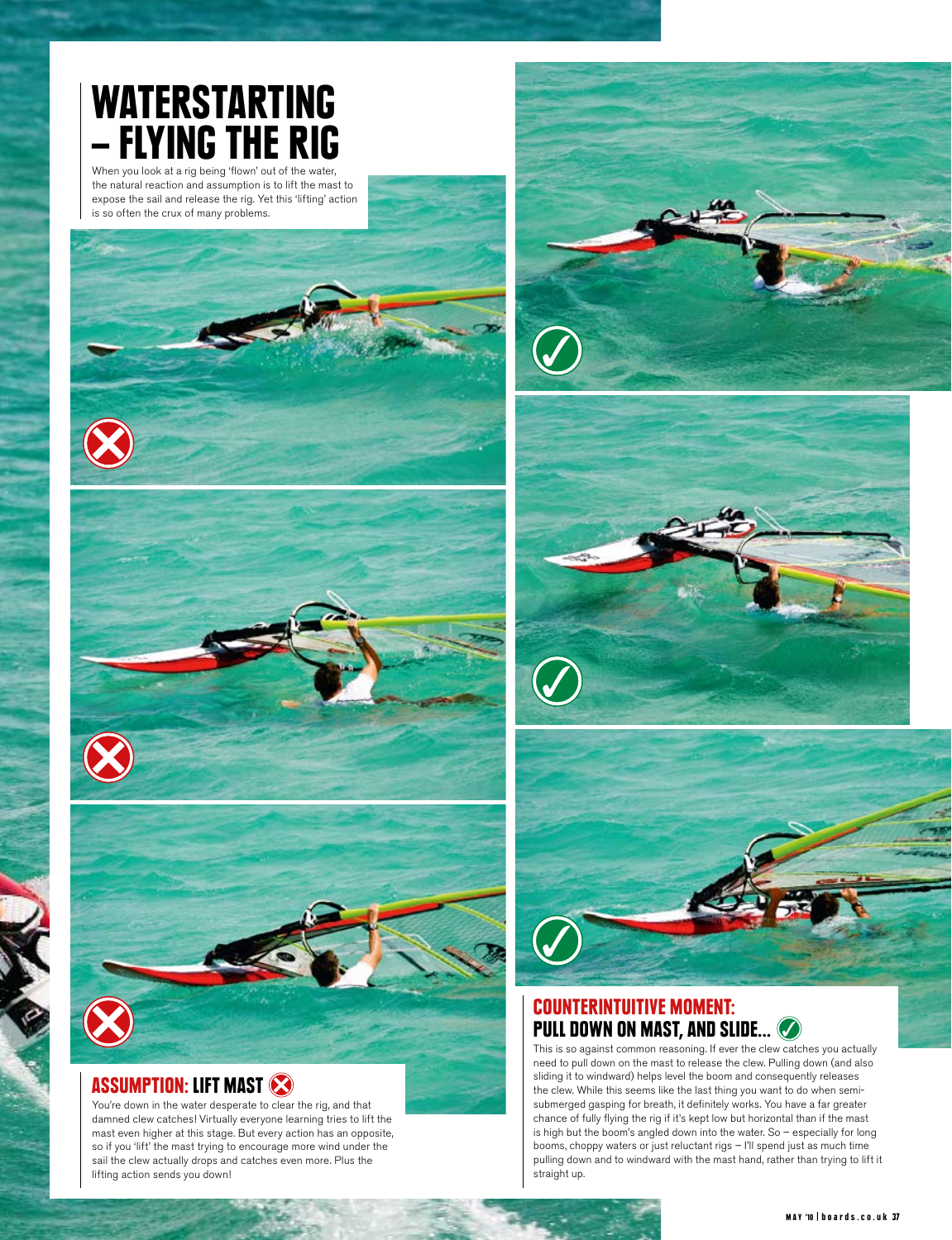# WATERSTARTING – FLYING THE RIG

When you look at a rig being 'flown' out of the water, the natural reaction and assumption is to lift the mast to expose the sail and release the rig. Yet this 'lifting' action is so often the crux of many problems.

## ASSUMPTION: LIFT MAST

You're down in the water desperate to clear the rig, and that damned clew catches! Virtually everyone learning tries to lift the mast even higher at this stage. But every action has an opposite, so if you 'lift' the mast trying to encourage more wind under the sail the clew actually drops and catches even more. Plus the lifting action sends you down!

## COUNTERINTUITIVE MOMENT: PULL DOWN ON MAST, AND SLIDE...

This is so against common reasoning. If ever the clew catches you actually need to pull down on the mast to release the clew. Pulling down (and also sliding it to windward) helps level the boom and consequently releases the clew. While this seems like the last thing you want to do when semi-submerged gasping for breath, it definitely works. You have a far greater chance of fully flying the rig if it's kept low but horizontal than if the mast is high but the boom's angled down into the water. So – especially for long booms, choppy waters or just reluctant rigs – I'll spend just as much time pulling down and to windward with the mast hand, rather than trying to lift it straight up.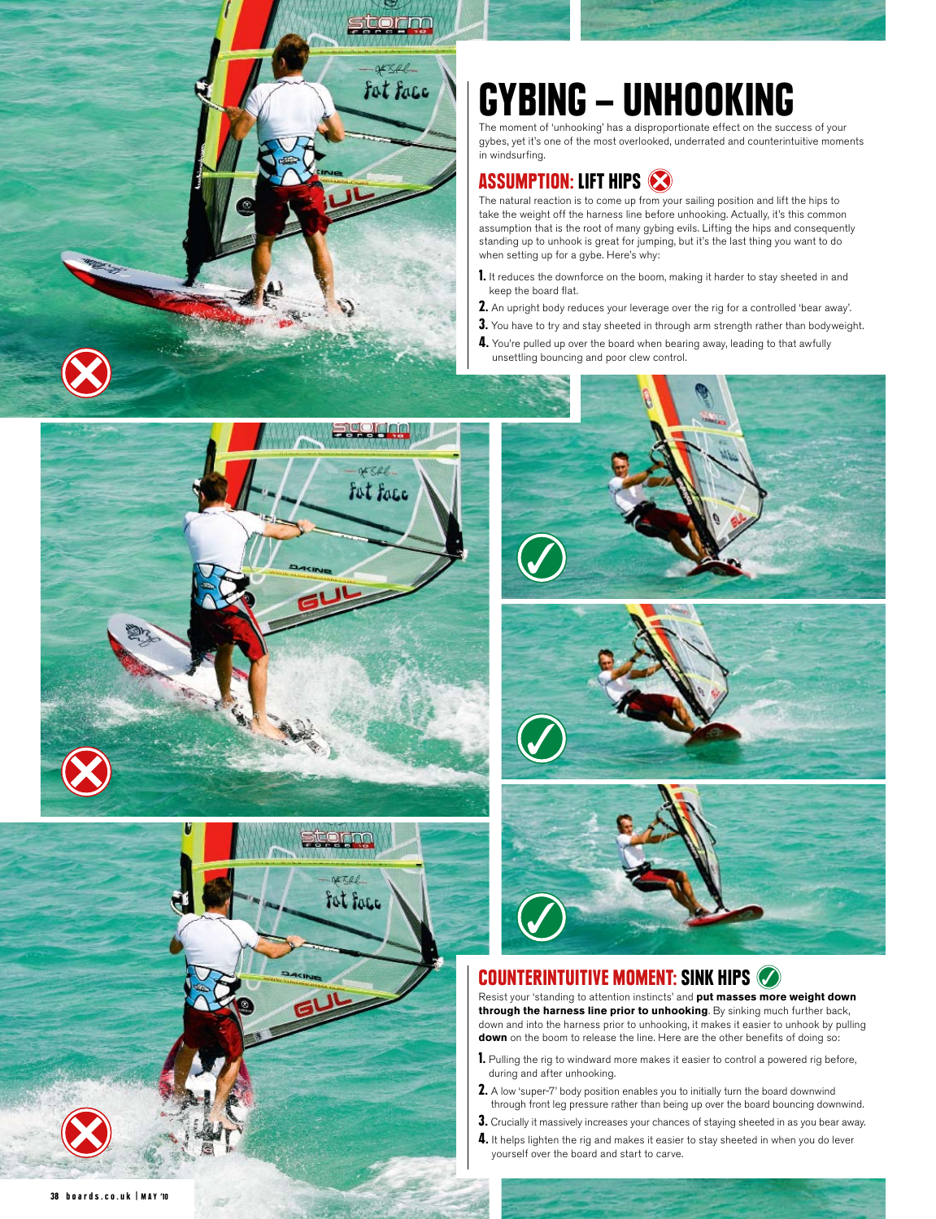# GYBING – UNHOOKING

The moment of 'unhooking' has a disproportionate effect on the success of your gybes, yet it's one of the most overlooked, underrated and counterintuitive moments in windsurfing.

## ASSUMPTION: LIFT HIPS

The natural reaction is to come up from your sailing position and lift the hips to take the weight off the harness line before unhooking. Actually, it's this common assumption that is the root of many gybing evils. Lifting the hips and consequently standing up to unhook is great for jumping, but it's the last thing you want to do when setting up for a gybe. Here's why:

1. It reduces the downforce on the boom, making it harder to stay sheeted in and keep the board flat.
2. An upright body reduces your leverage over the rig for a controlled 'bear away'.
3. You have to try and stay sheeted in through arm strength rather than bodyweight.
4. You're pulled up over the board when bearing away, leading to that awfully unsettling bouncing and poor clew control.

## COUNTERINTUITIVE MOMENT: SINK HIPS

Resist your 'standing to attention instincts' and **put masses more weight down through the harness line prior to unhooking**. By sinking much further back, down and into the harness prior to unhooking, it makes it easier to unhook by pulling **down** on the boom to release the line. Here are the other benefits of doing so:

1. Pulling the rig to windward more makes it easier to control a powered rig before, during and after unhooking.
2. A low 'super-7' body position enables you to initially turn the board downwind through front leg pressure rather than being up over the board bouncing downwind.
3. Crucially it massively increases your chances of staying sheeted in as you bear away.
4. It helps lighten the rig and makes it easier to stay sheeted in when you do lever yourself over the board and start to carve.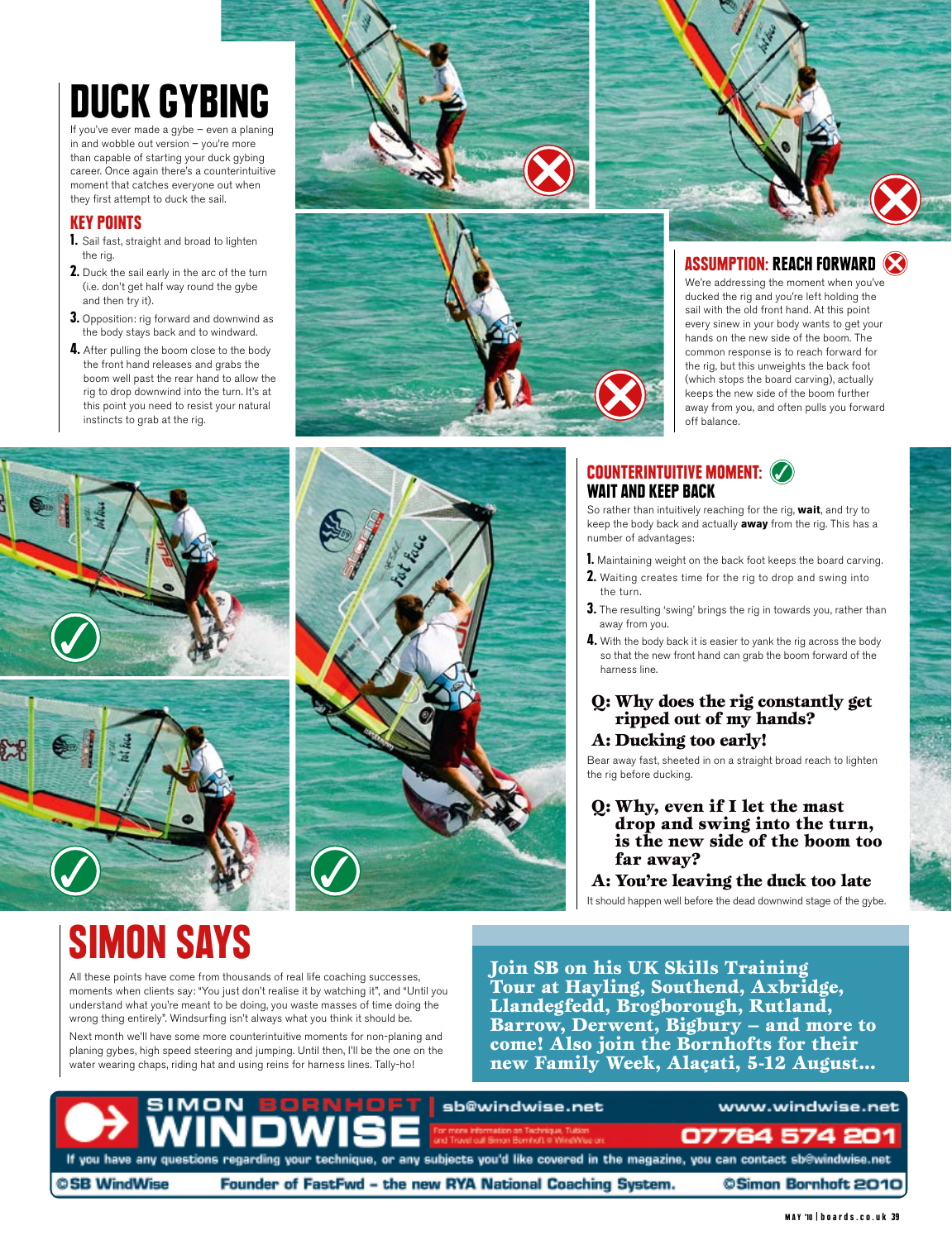# DUCK GYBING

If you've ever made a gybe – even a planing in and wobble out version – you're more than capable of starting your duck gybing career. Once again there's a counterintuitive moment that catches everyone out when they first attempt to duck the sail.

## KEY POINTS

1. Sail fast, straight and broad to lighten the rig.
2. Duck the sail early in the arc of the turn (i.e. don't get half way round the gybe and then try it).
3. Opposition: rig forward and downwind as the body stays back and to windward.
4. After pulling the boom close to the body the front hand releases and grabs the boom well past the rear hand to allow the rig to drop downwind into the turn. It's at this point you need to resist your natural instincts to grab at the rig.

## ASSUMPTION: REACH FORWARD

We're addressing the moment when you've ducked the rig and you're left holding the sail with the old front hand. At this point every sinew in your body wants to get your hands on the new side of the boom. The common response is to reach forward for the rig, but this unweights the back foot (which stops the board carving), actually keeps the new side of the boom further away from you, and often pulls you forward off balance.

## COUNTERINTUITIVE MOMENT: WAIT AND KEEP BACK

So rather than intuitively reaching for the rig, **wait**, and try to keep the body back and actually **away** from the rig. This has a number of advantages:

1. Maintaining weight on the back foot keeps the board carving.
2. Waiting creates time for the rig to drop and swing into the turn.
3. The resulting 'swing' brings the rig in towards you, rather than away from you.
4. With the body back it is easier to yank the rig across the body so that the new front hand can grab the boom forward of the harness line.

**Q: Why does the rig constantly get ripped out of my hands?**

**A: Ducking too early!**

Bear away fast, sheeted in on a straight broad reach to lighten the rig before ducking.

**Q: Why, even if I let the mast drop and swing into the turn, is the new side of the boom too far away?**

**A: You're leaving the duck too late**

It should happen well before the dead downwind stage of the gybe.

# SIMON SAYS

All these points have come from thousands of real life coaching successes, moments when clients say: "You just don't realise it by watching it", and "Until you understand what you're meant to be doing, you waste masses of time doing the wrong thing entirely". Windsurfing isn't always what you think it should be.

Next month we'll have some more counterintuitive moments for non-planing and planing gybes, high speed steering and jumping. Until then, I'll be the one on the water wearing chaps, riding hat and using reins for harness lines. Tally-ho!

**Join SB on his UK Skills Training Tour at Hayling, Southend, Axbridge, Llandegfedd, Brogborough, Rutland, Barrow, Derwent, Bigbury – and more to come! Also join the Bornhofts for their new Family Week, Alaçati, 5-12 August...**

SIMON BORNHOFT WINDWISE | sb@windwise.net | www.windwise.net | 07764 574 201

For more information on Technique, Tuition and Travel call Simon Bornhoft @ WindWise.uk

If you have any questions regarding your technique, or any subjects you'd like covered in the magazine, you can contact sb@windwise.net

©SB WindWise — Founder of FastFwd – the new RYA National Coaching System. — ©Simon Bornhoft 2010